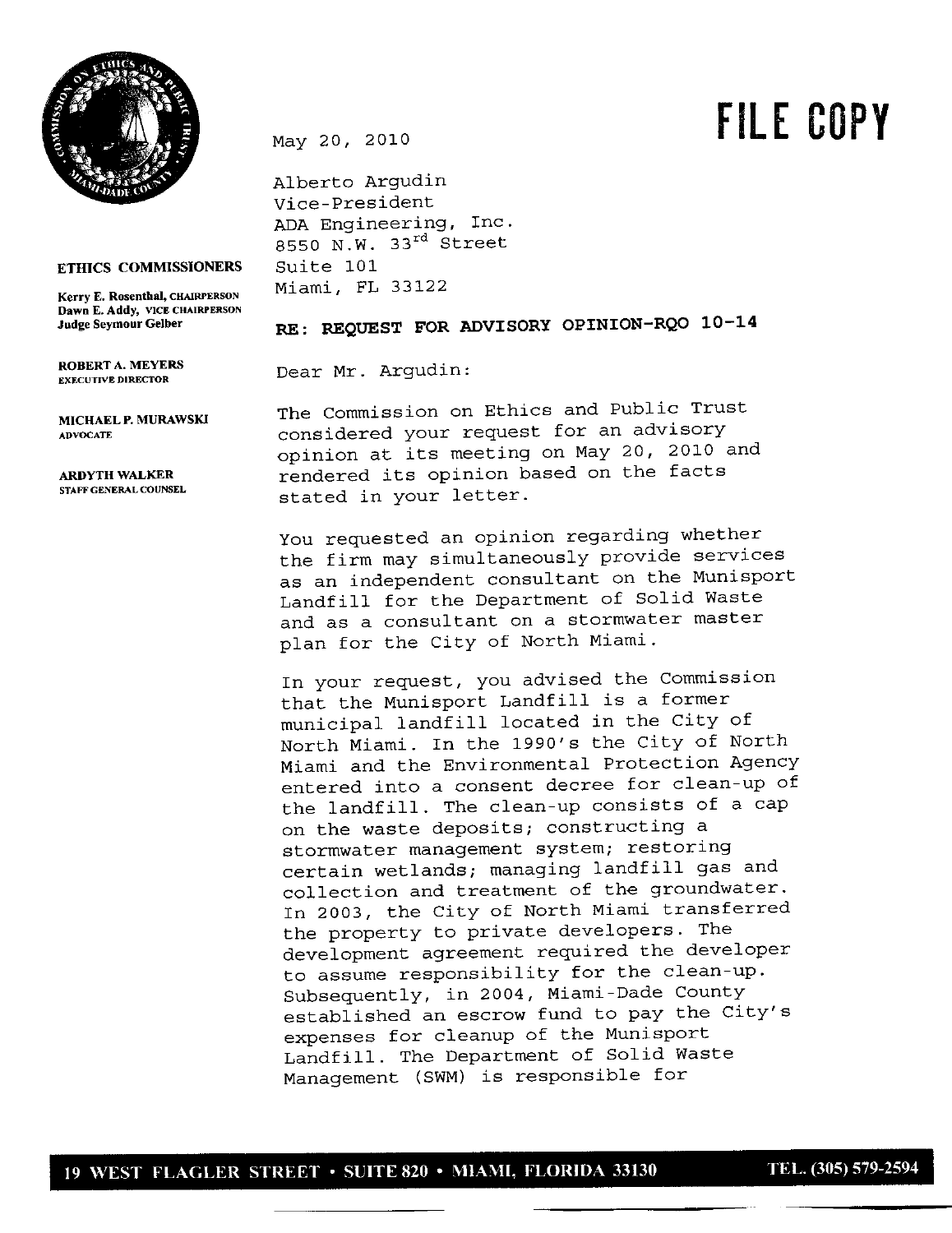**FILE COPY**

**ETHICS COMMISSIONERS**

**Kerry E. Rosenthal,** CHAIRPERSON
**Dawn E. Addy,** VICE CHAIRPERSON
**Judge Seymour Gelber**

**ROBERT A. MEYERS**
EXECUTIVE DIRECTOR

**MICHAEL P. MURAWSKI**
ADVOCATE

**ARDYTH WALKER**
STAFF GENERAL COUNSEL

May 20, 2010

Alberto Argudin
Vice-President
ADA Engineering, Inc.
8550 N.W. 33rd Street
Suite 101
Miami, FL 33122

**RE: REQUEST FOR ADVISORY OPINION-RQO 10-14**

Dear Mr. Argudin:

The Commission on Ethics and Public Trust considered your request for an advisory opinion at its meeting on May 20, 2010 and rendered its opinion based on the facts stated in your letter.

You requested an opinion regarding whether the firm may simultaneously provide services as an independent consultant on the Munisport Landfill for the Department of Solid Waste and as a consultant on a stormwater master plan for the City of North Miami.

In your request, you advised the Commission that the Munisport Landfill is a former municipal landfill located in the City of North Miami. In the 1990's the City of North Miami and the Environmental Protection Agency entered into a consent decree for clean-up of the landfill. The clean-up consists of a cap on the waste deposits; constructing a stormwater management system; restoring certain wetlands; managing landfill gas and collection and treatment of the groundwater. In 2003, the City of North Miami transferred the property to private developers. The development agreement required the developer to assume responsibility for the clean-up. Subsequently, in 2004, Miami-Dade County established an escrow fund to pay the City's expenses for cleanup of the Munisport Landfill. The Department of Solid Waste Management (SWM) is responsible for

19 WEST FLAGLER STREET • SUITE 820 • MIAMI, FLORIDA 33130 TEL. (305) 579-2594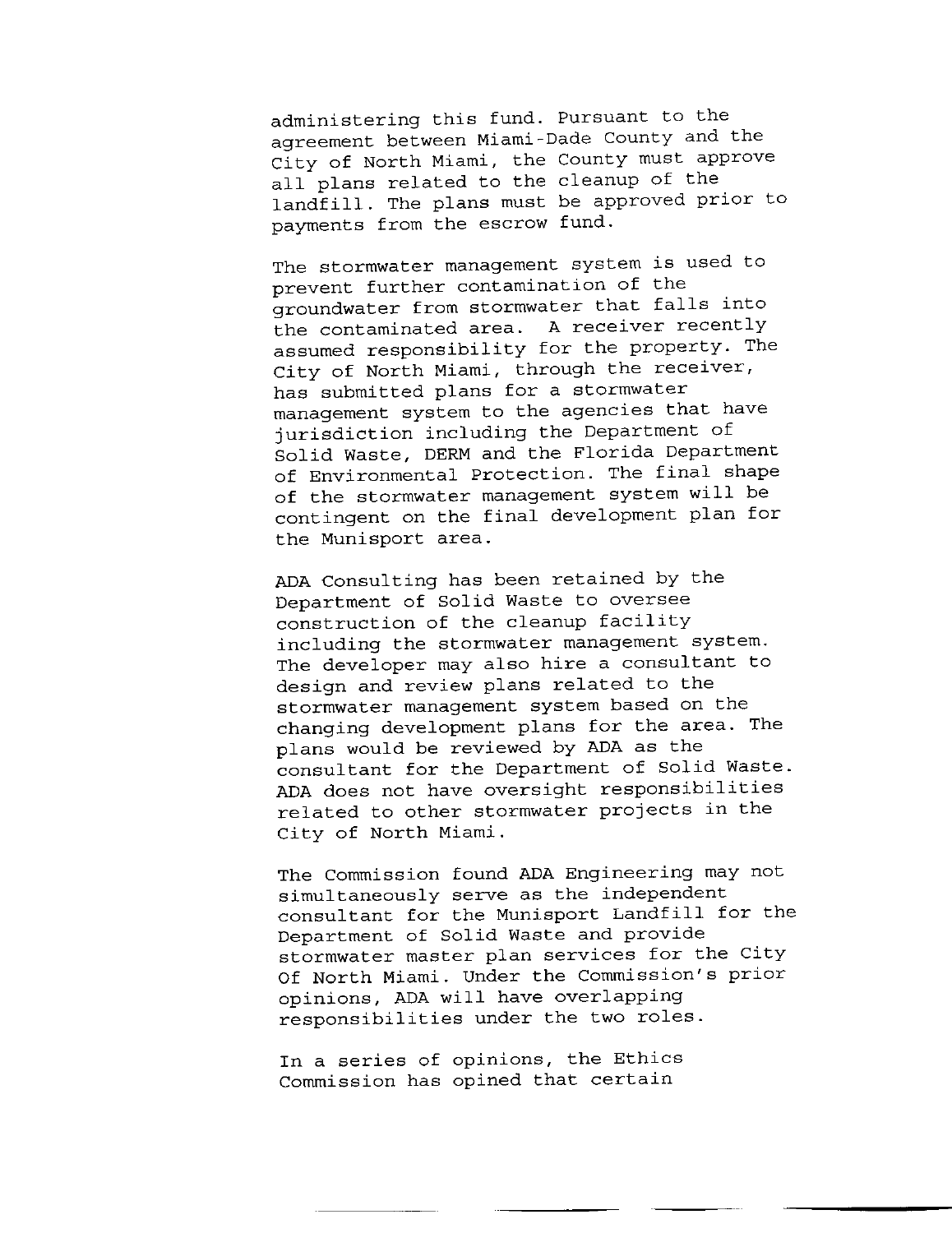administering this fund. Pursuant to the agreement between Miami-Dade County and the City of North Miami, the County must approve all plans related to the cleanup of the landfill. The plans must be approved prior to payments from the escrow fund.

The stormwater management system is used to prevent further contamination of the groundwater from stormwater that falls into the contaminated area. A receiver recently assumed responsibility for the property. The City of North Miami, through the receiver, has submitted plans for a stormwater management system to the agencies that have jurisdiction including the Department of Solid Waste, DERM and the Florida Department of Environmental Protection. The final shape of the stormwater management system will be contingent on the final development plan for the Munisport area.

ADA Consulting has been retained by the Department of Solid Waste to oversee construction of the cleanup facility including the stormwater management system. The developer may also hire a consultant to design and review plans related to the stormwater management system based on the changing development plans for the area. The plans would be reviewed by ADA as the consultant for the Department of Solid Waste. ADA does not have oversight responsibilities related to other stormwater projects in the City of North Miami.

The Commission found ADA Engineering may not simultaneously serve as the independent consultant for the Munisport Landfill for the Department of Solid Waste and provide stormwater master plan services for the City Of North Miami. Under the Commission's prior opinions, ADA will have overlapping responsibilities under the two roles.

In a series of opinions, the Ethics Commission has opined that certain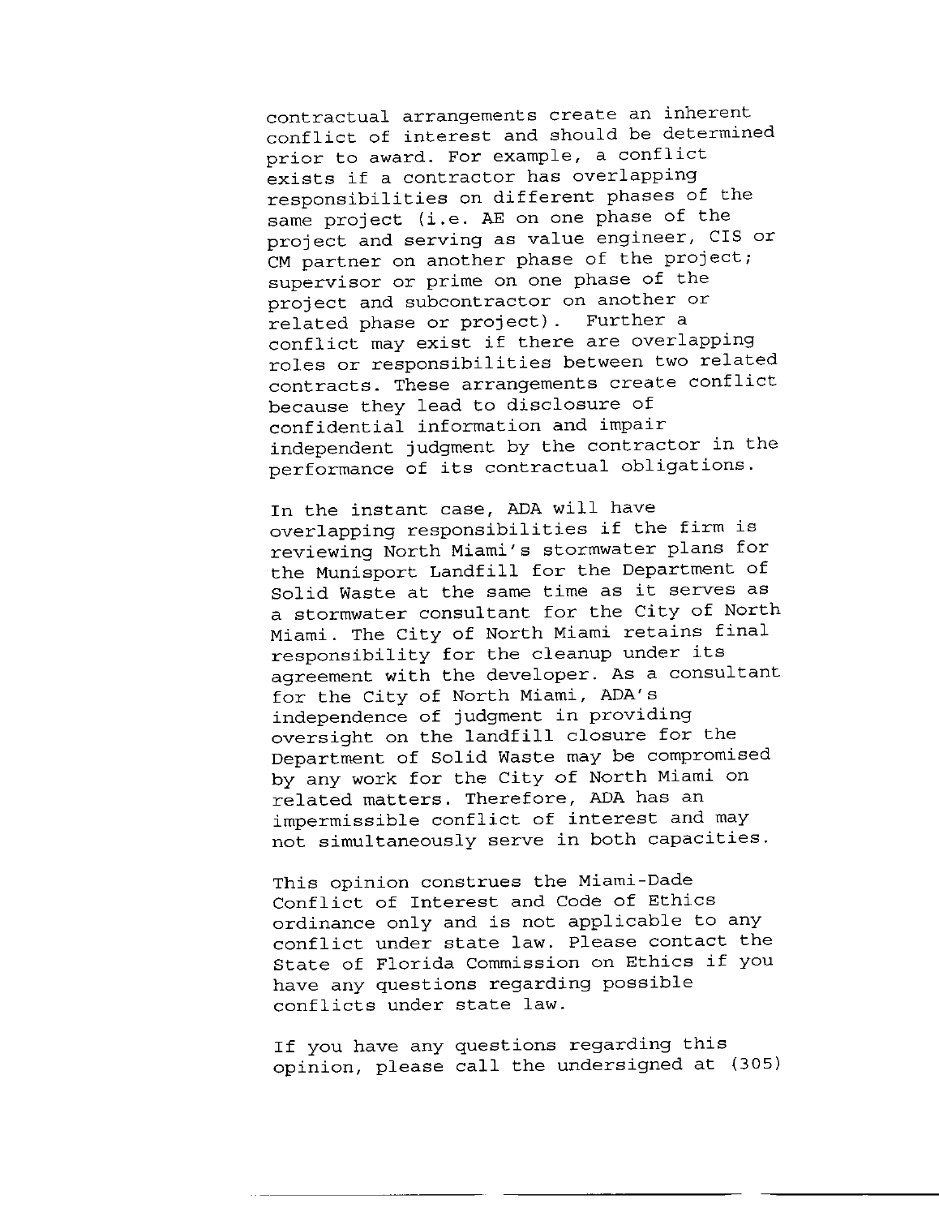contractual arrangements create an inherent conflict of interest and should be determined prior to award. For example, a conflict exists if a contractor has overlapping responsibilities on different phases of the same project (i.e. AE on one phase of the project and serving as value engineer, CIS or CM partner on another phase of the project; supervisor or prime on one phase of the project and subcontractor on another or related phase or project). Further a conflict may exist if there are overlapping roles or responsibilities between two related contracts. These arrangements create conflict because they lead to disclosure of confidential information and impair independent judgment by the contractor in the performance of its contractual obligations.

In the instant case, ADA will have overlapping responsibilities if the firm is reviewing North Miami's stormwater plans for the Munisport Landfill for the Department of Solid Waste at the same time as it serves as a stormwater consultant for the City of North Miami. The City of North Miami retains final responsibility for the cleanup under its agreement with the developer. As a consultant for the City of North Miami, ADA's independence of judgment in providing oversight on the landfill closure for the Department of Solid Waste may be compromised by any work for the City of North Miami on related matters. Therefore, ADA has an impermissible conflict of interest and may not simultaneously serve in both capacities.

This opinion construes the Miami-Dade Conflict of Interest and Code of Ethics ordinance only and is not applicable to any conflict under state law. Please contact the State of Florida Commission on Ethics if you have any questions regarding possible conflicts under state law.

If you have any questions regarding this opinion, please call the undersigned at (305)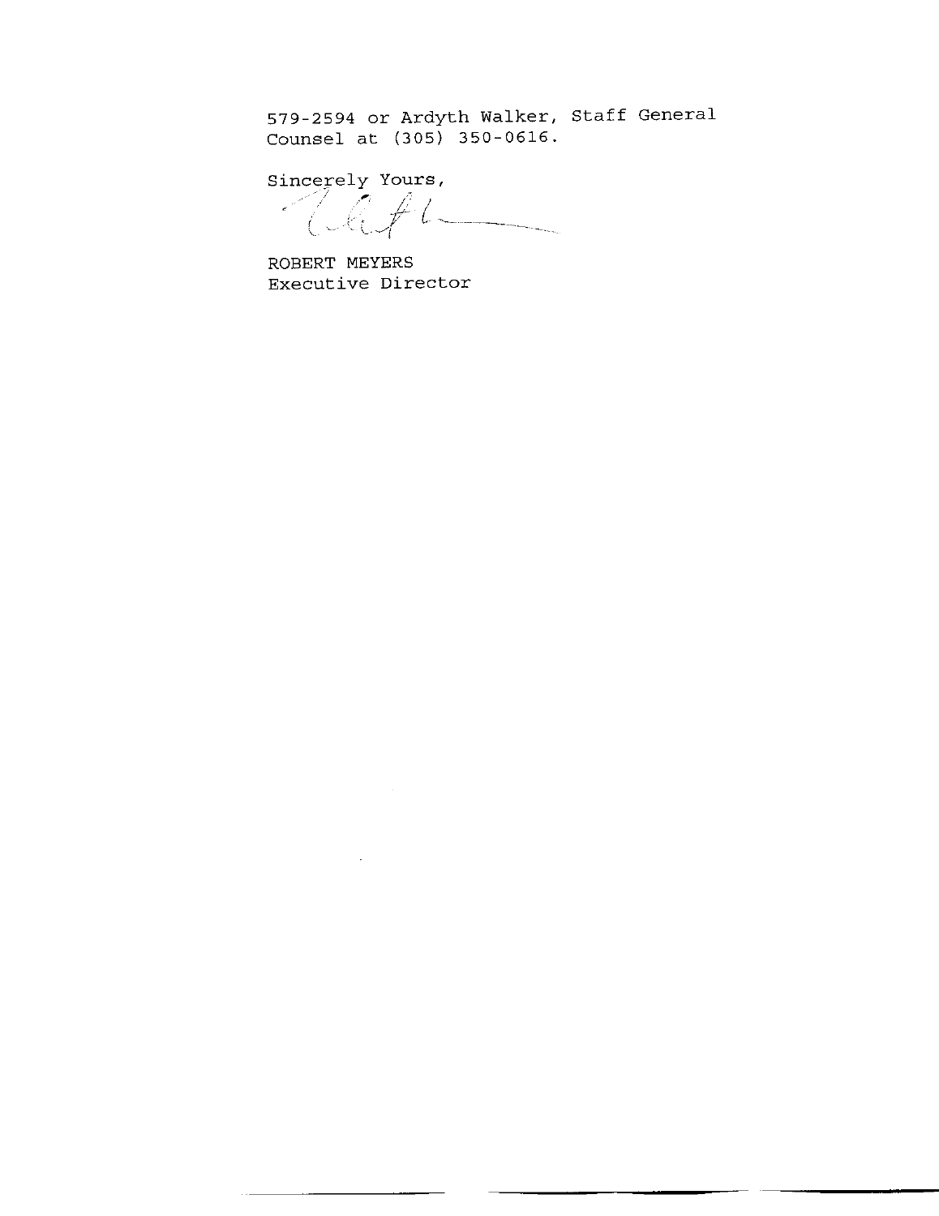579-2594 or Ardyth Walker, Staff General Counsel at (305) 350-0616.

Sincerely Yours,

ROBERT MEYERS
Executive Director